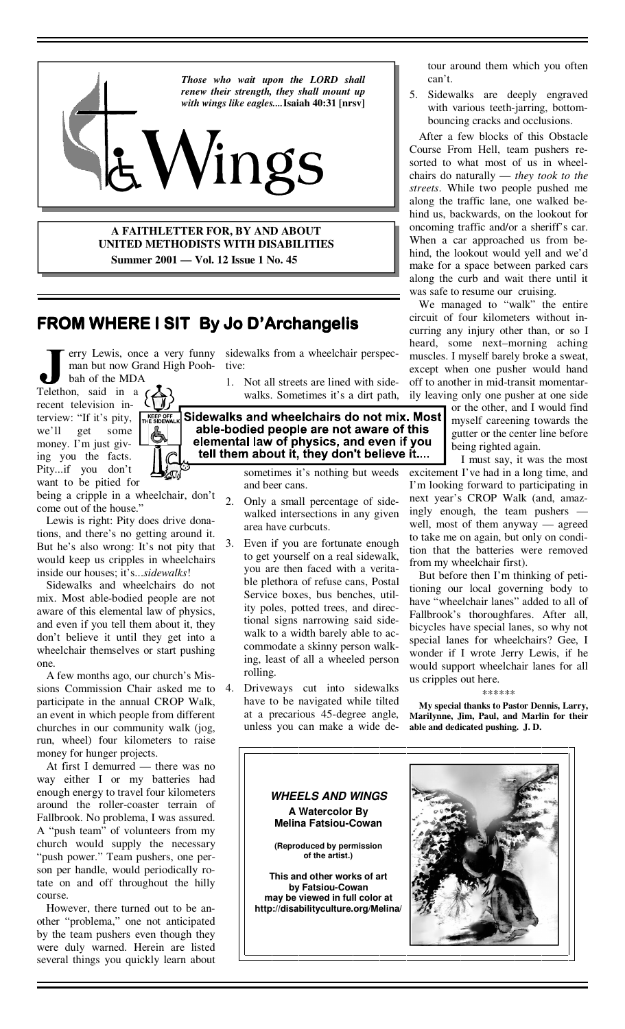*Those who wait upon the LORD shall renew their strength, they shall mount up with wings like eagles....* **Isaiah 40:31 [nrsv]**

# Wings

**A FAITHLETTER FOR, BY AND ABOUT UNITED METHODISTS WITH DISABILITIES**
**Summer 2001 — Vol. 12 Issue 1 No. 45**

## FROM WHERE I SIT By Jo D'Archangelis

Jerry Lewis, once a very funny man but now Grand High Poohbah of the MDA Telethon, said in a recent television interview: "If it's pity, we'll get some money. I'm just giving you the facts. Pity...if you don't want to be pitied for being a cripple in a wheelchair, don't come out of the house."

Lewis is right: Pity does drive donations, and there's no getting around it. But he's also wrong: It's not pity that would keep us cripples in wheelchairs inside our houses; it's...*sidewalks*!

Sidewalks and wheelchairs do not mix. Most able-bodied people are not aware of this elemental law of physics, and even if you tell them about it, they don't believe it until they get into a wheelchair themselves or start pushing one.

A few months ago, our church's Missions Commission Chair asked me to participate in the annual CROP Walk, an event in which people from different churches in our community walk (jog, run, wheel) four kilometers to raise money for hunger projects.

At first I demurred — there was no way either I or my batteries had enough energy to travel four kilometers around the roller-coaster terrain of Fallbrook. No problema, I was assured. A "push team" of volunteers from my church would supply the necessary "push power." Team pushers, one person per handle, would periodically rotate on and off throughout the hilly course.

However, there turned out to be another "problema," one not anticipated by the team pushers even though they were duly warned. Herein are listed several things you quickly learn about sidewalks from a wheelchair perspective:

1. Not all streets are lined with sidewalks. Sometimes it's a dirt path, sometimes it's nothing but weeds and beer cans.
2. Only a small percentage of sidewalked intersections in any given area have curbcuts.
3. Even if you are fortunate enough to get yourself on a real sidewalk, you are then faced with a veritable plethora of refuse cans, Postal Service boxes, bus benches, utility poles, potted trees, and directional signs narrowing said sidewalk to a width barely able to accommodate a skinny person walking, least of all a wheeled person rolling.
4. Driveways cut into sidewalks have to be navigated while tilted at a precarious 45-degree angle, unless you can make a wide detour around them which you often can't.
5. Sidewalks are deeply engraved with various teeth-jarring, bottom-bouncing cracks and occlusions.

**Sidewalks and wheelchairs do not mix. Most able-bodied people are not aware of this elemental law of physics, and even if you tell them about it, they don't believe it....**

After a few blocks of this Obstacle Course From Hell, team pushers resorted to what most of us in wheelchairs do naturally — *they took to the streets*. While two people pushed me along the traffic lane, one walked behind us, backwards, on the lookout for oncoming traffic and/or a sheriff's car. When a car approached us from behind, the lookout would yell and we'd make for a space between parked cars along the curb and wait there until it was safe to resume our cruising.

We managed to "walk" the entire circuit of four kilometers without incurring any injury other than, or so I heard, some next–morning aching muscles. I myself barely broke a sweat, except when one pusher would hand off to another in mid-transit momentarily leaving only one pusher at one side or the other, and I would find myself careening towards the gutter or the center line before being righted again.

I must say, it was the most excitement I've had in a long time, and I'm looking forward to participating in next year's CROP Walk (and, amazingly enough, the team pushers — well, most of them anyway — agreed to take me on again, but only on condition that the batteries were removed from my wheelchair first).

But before then I'm thinking of petitioning our local governing body to have "wheelchair lanes" added to all of Fallbrook's thoroughfares. After all, bicycles have special lanes, so why not special lanes for wheelchairs? Gee, I wonder if I wrote Jerry Lewis, if he would support wheelchair lanes for all us cripples out here.

\*\*\*\*\*\*

**My special thanks to Pastor Dennis, Larry, Marilynne, Jim, Paul, and Marlin for their able and dedicated pushing. J. D.**

***WHEELS AND WINGS***

**A Watercolor By Melina Fatsiou-Cowan**

**(Reproduced by permission of the artist.)**

**This and other works of art by Fatsiou-Cowan may be viewed in full color at http://disabilityculture.org/Melina/**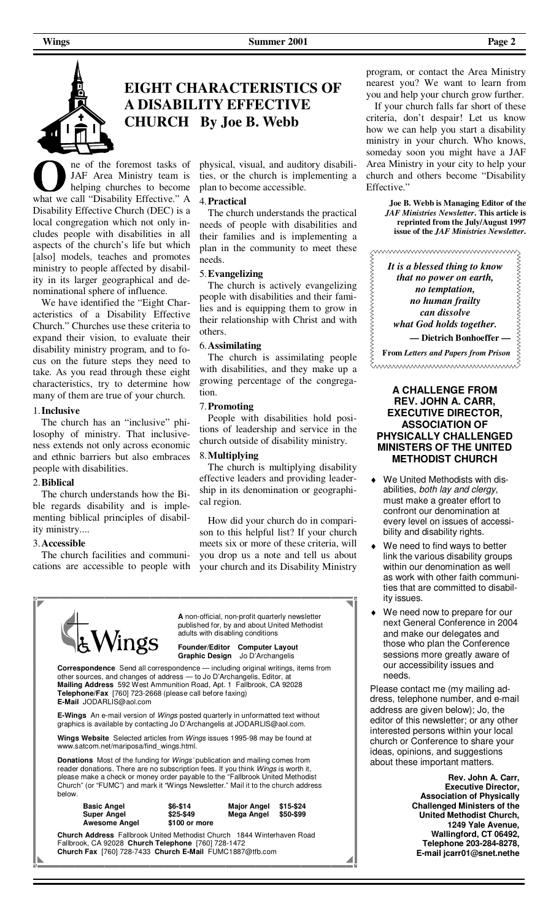# EIGHT CHARACTERISTICS OF A DISABILITY EFFECTIVE CHURCH By Joe B. Webb

One of the foremost tasks of JAF Area Ministry team is helping churches to become what we call "Disability Effective." A Disability Effective Church (DEC) is a local congregation which not only includes people with disabilities in all aspects of the church's life but which [also] models, teaches and promotes ministry to people affected by disability in its larger geographical and denominational sphere of influence.

We have identified the "Eight Characteristics of a Disability Effective Church." Churches use these criteria to expand their vision, to evaluate their disability ministry program, and to focus on the future steps they need to take. As you read through these eight characteristics, try to determine how many of them are true of your church.

1. **Inclusive**

The church has an "inclusive" philosophy of ministry. That inclusiveness extends not only across economic and ethnic barriers but also embraces people with disabilities.

2. **Biblical**

The church understands how the Bible regards disability and is implementing biblical principles of disability ministry....

3. **Accessible**

The church facilities and communications are accessible to people with physical, visual, and auditory disabilities, or the church is implementing a plan to become accessible.

4. **Practical**

The church understands the practical needs of people with disabilities and their families and is implementing a plan in the community to meet these needs.

5. **Evangelizing**

The church is actively evangelizing people with disabilities and their families and is equipping them to grow in their relationship with Christ and with others.

6. **Assimilating**

The church is assimilating people with disabilities, and they make up a growing percentage of the congregation.

7. **Promoting**

People with disabilities hold positions of leadership and service in the church outside of disability ministry.

8. **Multiplying**

The church is multiplying disability effective leaders and providing leadership in its denomination or geographical region.

How did your church do in comparison to this helpful list? If your church meets six or more of these criteria, will you drop us a note and tell us about your church and its Disability Ministry program, or contact the Area Ministry nearest you? We want to learn from you and help your church grow further.

If your church falls far short of these criteria, don't despair! Let us know how we can help you start a disability ministry in your church. Who knows, someday soon you might have a JAF Area Ministry in your city to help your church and others become "Disability Effective."

**Joe B. Webb is Managing Editor of the *JAF Ministries Newsletter*. This article is reprinted from the July/August 1997 issue of the *JAF Ministries Newsletter*.**

> ***It is a blessed thing to know that no power on earth, no temptation, no human frailty can dissolve what God holds together.***
>
> **— Dietrich Bonhoeffer —**
>
> **From *Letters and Papers from Prison***

### A CHALLENGE FROM REV. JOHN A. CARR, EXECUTIVE DIRECTOR, ASSOCIATION OF PHYSICALLY CHALLENGED MINISTERS OF THE UNITED METHODIST CHURCH

- We United Methodists with disabilities, *both lay and clergy*, must make a greater effort to confront our denomination at every level on issues of accessibility and disability rights.
- We need to find ways to better link the various disability groups within our denomination as well as work with other faith communities that are committed to disability issues.
- We need now to prepare for our next General Conference in 2004 and make our delegates and those who plan the Conference sessions more greatly aware of our accessibility issues and needs.

Please contact me (my mailing address, telephone number, and e-mail address are given below); Jo, the editor of this newsletter; or any other interested persons within your local church or Conference to share your ideas, opinions, and suggestions about these important matters.

**Rev. John A. Carr,**
**Executive Director,**
**Association of Physically Challenged Ministers of the United Methodist Church,**
**1249 Yale Avenue,**
**Wallingford, CT 06492,**
**Telephone 203-284-8278,**
**E-mail jcarr01@snet.nethe**

---

**Wings**

**A** non-official, non-profit quarterly newsletter published for, by and about United Methodist adults with disabling conditions

**Founder/Editor Computer Layout Graphic Design** Jo D'Archangelis

**Correspondence** Send all correspondence — including original writings, items from other sources, and changes of address — to Jo D'Archangelis, Editor, at **Mailing Address** 592 West Ammunition Road, Apt. 1 Fallbrook, CA 92028 **Telephone/Fax** [760] 723-2668 (please call before faxing) **E-Mail** JODARLIS@aol.com

**E-Wings** An e-mail version of *Wings* posted quarterly in unformatted text without graphics is available by contacting Jo D'Archangelis at JODARLIS@aol.com.

**Wings Website** Selected articles from *Wings* issues 1995-98 may be found at www.satcom.net/mariposa/find_wings.html.

**Donations** Most of the funding for *Wings'* publication and mailing comes from reader donations. There are no subscription fees. If you think *Wings* is worth it, please make a check or money order payable to the "Fallbrook United Methodist Church" (or "FUMC") and mark it "Wings Newsletter." Mail it to the church address below.

| | | | |
|---|---|---|---|
| **Basic Angel** | $6-$14 | **Major Angel** | $15-$24 |
| **Super Angel** | $25-$49 | **Mega Angel** | $50-$99 |
| **Awesome Angel** | $100 or more | | |

**Church Address** Fallbrook United Methodist Church 1844 Winterhaven Road Fallbrook, CA 92028 **Church Telephone** [760] 728-1472 **Church Fax** [760] 728-7433 **Church E-Mail** FUMC1887@tfb.com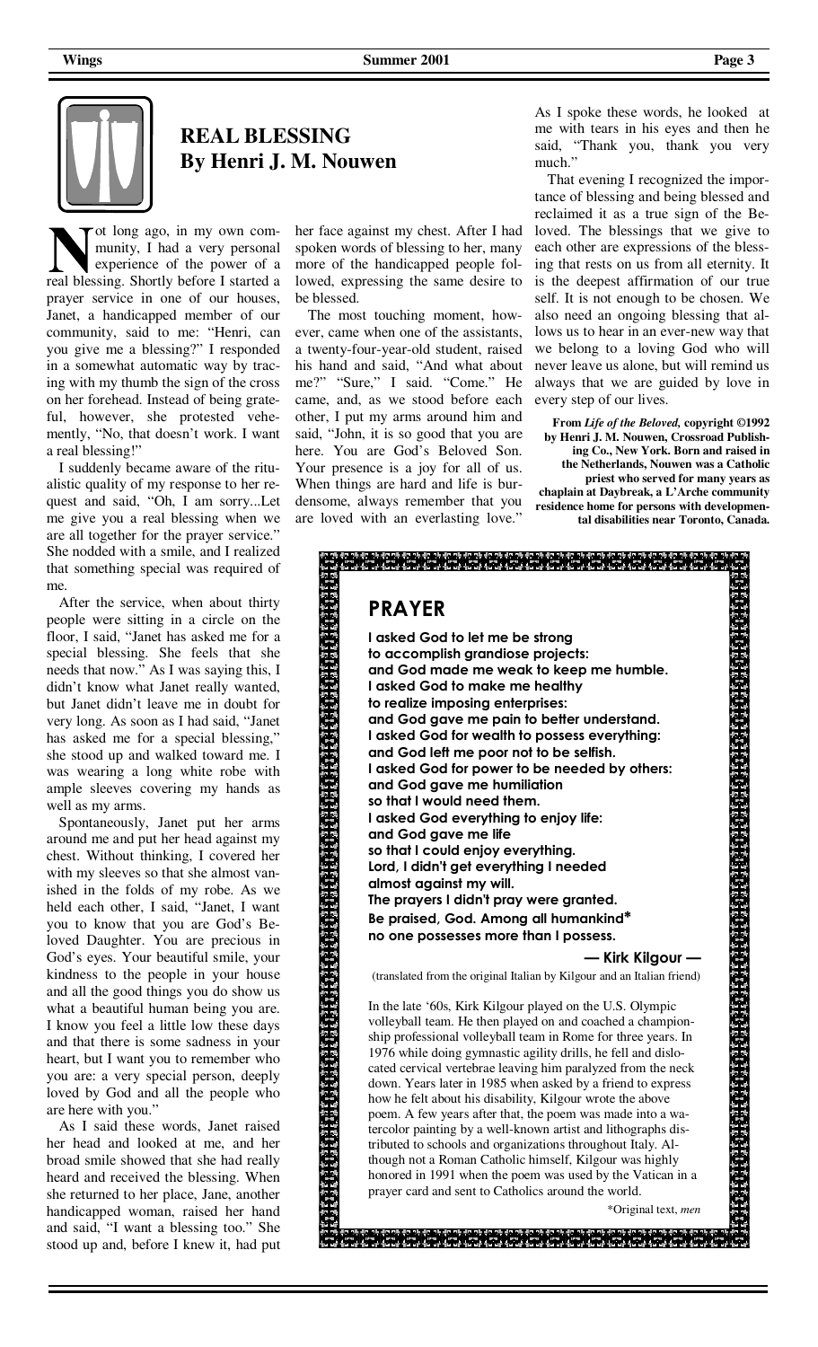## REAL BLESSING
## By Henri J. M. Nouwen

Not long ago, in my own community, I had a very personal experience of the power of a real blessing. Shortly before I started a prayer service in one of our houses, Janet, a handicapped member of our community, said to me: "Henri, can you give me a blessing?" I responded in a somewhat automatic way by tracing with my thumb the sign of the cross on her forehead. Instead of being grateful, however, she protested vehemently, "No, that doesn't work. I want a real blessing!"

I suddenly became aware of the ritualistic quality of my response to her request and said, "Oh, I am sorry...Let me give you a real blessing when we are all together for the prayer service." She nodded with a smile, and I realized that something special was required of me.

After the service, when about thirty people were sitting in a circle on the floor, I said, "Janet has asked me for a special blessing. She feels that she needs that now." As I was saying this, I didn't know what Janet really wanted, but Janet didn't leave me in doubt for very long. As soon as I had said, "Janet has asked me for a special blessing," she stood up and walked toward me. I was wearing a long white robe with ample sleeves covering my hands as well as my arms.

Spontaneously, Janet put her arms around me and put her head against my chest. Without thinking, I covered her with my sleeves so that she almost vanished in the folds of my robe. As we held each other, I said, "Janet, I want you to know that you are God's Beloved Daughter. You are precious in God's eyes. Your beautiful smile, your kindness to the people in your house and all the good things you do show us what a beautiful human being you are. I know you feel a little low these days and that there is some sadness in your heart, but I want you to remember who you are: a very special person, deeply loved by God and all the people who are here with you."

As I said these words, Janet raised her head and looked at me, and her broad smile showed that she had really heard and received the blessing. When she returned to her place, Jane, another handicapped woman, raised her hand and said, "I want a blessing too." She stood up and, before I knew it, had put her face against my chest. After I had spoken words of blessing to her, many more of the handicapped people followed, expressing the same desire to be blessed.

The most touching moment, however, came when one of the assistants, a twenty-four-year-old student, raised his hand and said, "And what about me?" "Sure," I said. "Come." He came, and, as we stood before each other, I put my arms around him and said, "John, it is so good that you are here. You are God's Beloved Son. Your presence is a joy for all of us. When things are hard and life is burdensome, always remember that you are loved with an everlasting love." As I spoke these words, he looked at me with tears in his eyes and then he said, "Thank you, thank you very much."

That evening I recognized the importance of blessing and being blessed and reclaimed it as a true sign of the Beloved. The blessings that we give to each other are expressions of the blessing that rests on us from all eternity. It is the deepest affirmation of our true self. It is not enough to be chosen. We also need an ongoing blessing that allows us to hear in an ever-new way that we belong to a loving God who will never leave us alone, but will remind us always that we are guided by love in every step of our lives.

**From *Life of the Beloved*, copyright ©1992 by Henri J. M. Nouwen, Crossroad Publishing Co., New York. Born and raised in the Netherlands, Nouwen was a Catholic priest who served for many years as chaplain at Daybreak, a L'Arche community residence home for persons with developmental disabilities near Toronto, Canada.**

## PRAYER

**I asked God to let me be strong**
**to accomplish grandiose projects:**
**and God made me weak to keep me humble.**
**I asked God to make me healthy**
**to realize imposing enterprises:**
**and God gave me pain to better understand.**
**I asked God for wealth to possess everything:**
**and God left me poor not to be selfish.**
**I asked God for power to be needed by others:**
**and God gave me humiliation**
**so that I would need them.**
**I asked God everything to enjoy life:**
**and God gave me life**
**so that I could enjoy everything.**
**Lord, I didn't get everything I needed**
**almost against my will.**
**The prayers I didn't pray were granted.**
**Be praised, God. Among all humankind***
**no one possesses more than I possess.**

**— Kirk Kilgour —**

(translated from the original Italian by Kilgour and an Italian friend)

In the late '60s, Kirk Kilgour played on the U.S. Olympic volleyball team. He then played on and coached a championship professional volleyball team in Rome for three years. In 1976 while doing gymnastic agility drills, he fell and dislocated cervical vertebrae leaving him paralyzed from the neck down. Years later in 1985 when asked by a friend to express how he felt about his disability, Kilgour wrote the above poem. A few years after that, the poem was made into a watercolor painting by a well-known artist and lithographs distributed to schools and organizations throughout Italy. Although not a Roman Catholic himself, Kilgour was highly honored in 1991 when the poem was used by the Vatican in a prayer card and sent to Catholics around the world.

*Original text, *men*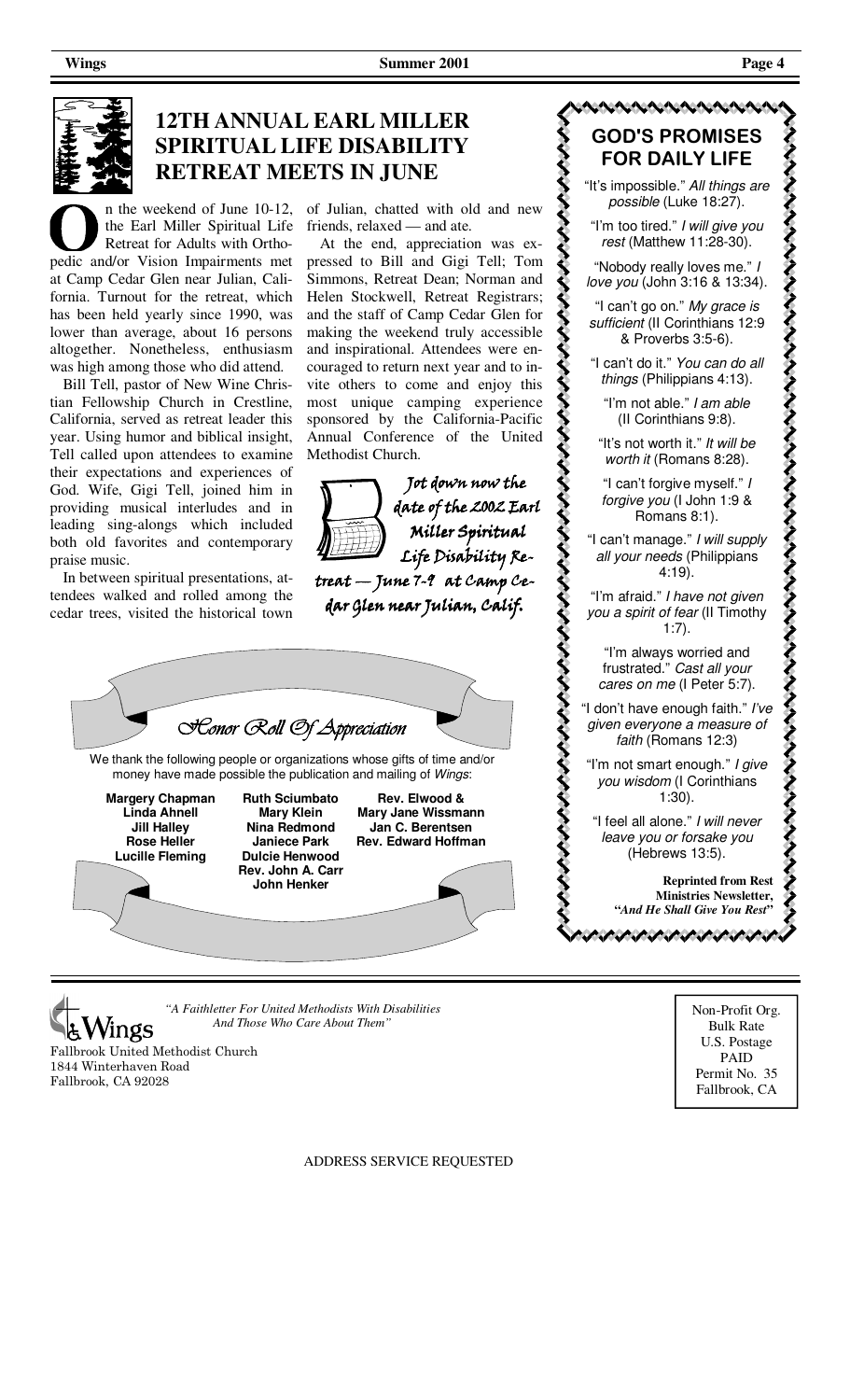## 12TH ANNUAL EARL MILLER SPIRITUAL LIFE DISABILITY RETREAT MEETS IN JUNE

On the weekend of June 10-12, the Earl Miller Spiritual Life Retreat for Adults with Orthopedic and/or Vision Impairments met at Camp Cedar Glen near Julian, California. Turnout for the retreat, which has been held yearly since 1990, was lower than average, about 16 persons altogether. Nonetheless, enthusiasm was high among those who did attend.

Bill Tell, pastor of New Wine Christian Fellowship Church in Crestline, California, served as retreat leader this year. Using humor and biblical insight, Tell called upon attendees to examine their expectations and experiences of God. Wife, Gigi Tell, joined him in providing musical interludes and in leading sing-alongs which included both old favorites and contemporary praise music.

In between spiritual presentations, attendees walked and rolled among the cedar trees, visited the historical town of Julian, chatted with old and new friends, relaxed — and ate.

At the end, appreciation was expressed to Bill and Gigi Tell; Tom Simmons, Retreat Dean; Norman and Helen Stockwell, Retreat Registrars; and the staff of Camp Cedar Glen for making the weekend truly accessible and inspirational. Attendees were encouraged to return next year and to invite others to come and enjoy this most unique camping experience sponsored by the California-Pacific Annual Conference of the United Methodist Church.

*Jot down now the date of the 2002 Earl Miller Spiritual Life Disability Retreat — June 7-9 at Camp Cedar Glen near Julian, Calif.*

## GOD'S PROMISES FOR DAILY LIFE

"It's impossible." *All things are possible* (Luke 18:27).

"I'm too tired." *I will give you rest* (Matthew 11:28-30).

"Nobody really loves me." *I love you* (John 3:16 & 13:34).

"I can't go on." *My grace is sufficient* (II Corinthians 12:9 & Proverbs 3:5-6).

"I can't do it." *You can do all things* (Philippians 4:13).

"I'm not able." *I am able* (II Corinthians 9:8).

"It's not worth it." *It will be worth it* (Romans 8:28).

"I can't forgive myself." *I forgive you* (I John 1:9 & Romans 8:1).

"I can't manage." *I will supply all your needs* (Philippians 4:19).

"I'm afraid." *I have not given you a spirit of fear* (II Timothy 1:7).

"I'm always worried and frustrated." *Cast all your cares on me* (I Peter 5:7).

"I don't have enough faith." *I've given everyone a measure of faith* (Romans 12:3)

"I'm not smart enough." *I give you wisdom* (I Corinthians 1:30).

"I feel all alone." *I will never leave you or forsake you* (Hebrews 13:5).

**Reprinted from Rest Ministries Newsletter, "*And He Shall Give You Rest*"**

## Honor Roll Of Appreciation

We thank the following people or organizations whose gifts of time and/or money have made possible the publication and mailing of *Wings*:

**Margery Chapman**
**Linda Ahnell**
**Jill Halley**
**Rose Heller**
**Lucille Fleming**
**Ruth Sciumbato**
**Mary Klein**
**Nina Redmond**
**Janiece Park**
**Dulcie Henwood**
**Rev. John A. Carr**
**John Henker**
**Rev. Elwood & Mary Jane Wissmann**
**Jan C. Berentsen**
**Rev. Edward Hoffman**

Wings

*"A Faithletter For United Methodists With Disabilities And Those Who Care About Them"*

Fallbrook United Methodist Church
1844 Winterhaven Road
Fallbrook, CA 92028

Non-Profit Org.
Bulk Rate
U.S. Postage
PAID
Permit No. 35
Fallbrook, CA

ADDRESS SERVICE REQUESTED